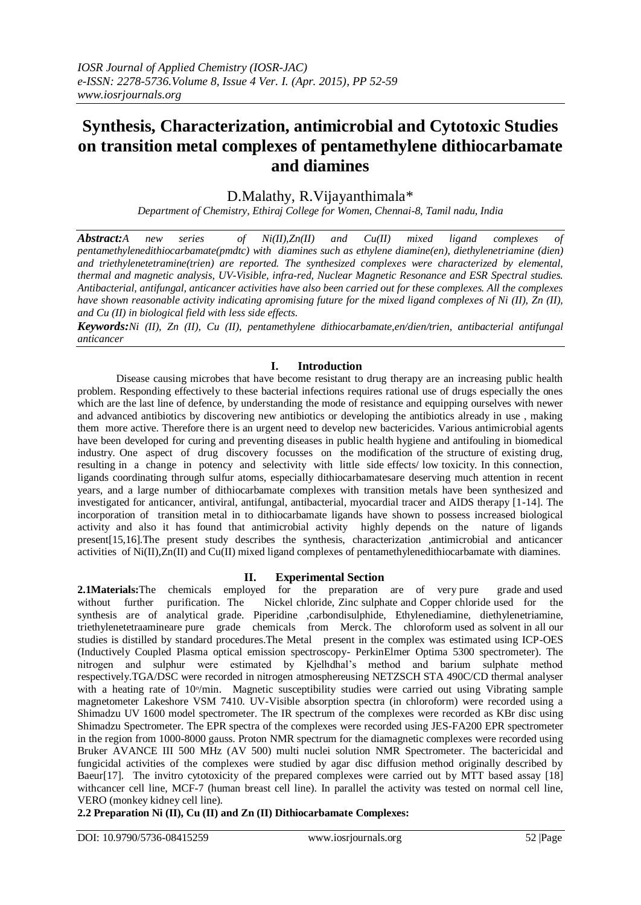# Synthesis, Characterization, antimicrobial and Cytotoxic Studies on transition metal complexes of pentamethylene dithiocarbamate and diamines

D.Malathy, R.Vijayanthimala*

*Department of Chemistry, Ethiraj College for Women, Chennai-8, Tamil nadu, India*

***Abstract:*** *A new series of Ni(II),Zn(II) and Cu(II) mixed ligand complexes of pentamethylenedithiocarbamate(pmdtc) with diamines such as ethylene diamine(en), diethylenetriamine (dien) and triethylenetetramine(trien) are reported. The synthesized complexes were characterized by elemental, thermal and magnetic analysis, UV-Visible, infra-red, Nuclear Magnetic Resonance and ESR Spectral studies. Antibacterial, antifungal, anticancer activities have also been carried out for these complexes. All the complexes have shown reasonable activity indicating apromising future for the mixed ligand complexes of Ni (II), Zn (II), and Cu (II) in biological field with less side effects.*

***Keywords:*** *Ni (II), Zn (II), Cu (II), pentamethylene dithiocarbamate,en/dien/trien, antibacterial antifungal anticancer*

## I. Introduction

Disease causing microbes that have become resistant to drug therapy are an increasing public health problem. Responding effectively to these bacterial infections requires rational use of drugs especially the ones which are the last line of defence, by understanding the mode of resistance and equipping ourselves with newer and advanced antibiotics by discovering new antibiotics or developing the antibiotics already in use , making them more active. Therefore there is an urgent need to develop new bactericides. Various antimicrobial agents have been developed for curing and preventing diseases in public health hygiene and antifouling in biomedical industry. One aspect of drug discovery focusses on the modification of the structure of existing drug, resulting in a change in potency and selectivity with little side effects/ low toxicity. In this connection, ligands coordinating through sulfur atoms, especially dithiocarbamatesare deserving much attention in recent years, and a large number of dithiocarbamate complexes with transition metals have been synthesized and investigated for anticancer, antiviral, antifungal, antibacterial, myocardial tracer and AIDS therapy [1-14]. The incorporation of transition metal in to dithiocarbamate ligands have shown to possess increased biological activity and also it has found that antimicrobial activity highly depends on the nature of ligands present[15,16].The present study describes the synthesis, characterization ,antimicrobial and anticancer activities of Ni(II),Zn(II) and Cu(II) mixed ligand complexes of pentamethylenedithiocarbamate with diamines.

## II. Experimental Section

**2.1Materials:** The chemicals employed for the preparation are of very pure grade and used without further purification. The Nickel chloride, Zinc sulphate and Copper chloride used for the synthesis are of analytical grade. Piperidine ,carbondisulphide, Ethylenediamine, diethylenetriamine, triethylenetetraamineare pure grade chemicals from Merck. The chloroform used as solvent in all our studies is distilled by standard procedures.The Metal present in the complex was estimated using ICP-OES (Inductively Coupled Plasma optical emission spectroscopy- PerkinElmer Optima 5300 spectrometer). The nitrogen and sulphur were estimated by Kjelhdhal's method and barium sulphate method respectively.TGA/DSC were recorded in nitrogen atmosphereusing NETZSCH STA 490C/CD thermal analyser with a heating rate of $10^{o}$/min. Magnetic susceptibility studies were carried out using Vibrating sample magnetometer Lakeshore VSM 7410. UV-Visible absorption spectra (in chloroform) were recorded using a Shimadzu UV 1600 model spectrometer. The IR spectrum of the complexes were recorded as KBr disc using Shimadzu Spectrometer. The EPR spectra of the complexes were recorded using JES-FA200 EPR spectrometer in the region from 1000-8000 gauss. Proton NMR spectrum for the diamagnetic complexes were recorded using Bruker AVANCE III 500 MHz (AV 500) multi nuclei solution NMR Spectrometer. The bactericidal and fungicidal activities of the complexes were studied by agar disc diffusion method originally described by Baeur[17]. The invitro cytotoxicity of the prepared complexes were carried out by MTT based assay [18] withcancer cell line, MCF-7 (human breast cell line). In parallel the activity was tested on normal cell line, VERO (monkey kidney cell line).

**2.2 Preparation Ni (II), Cu (II) and Zn (II) Dithiocarbamate Complexes:**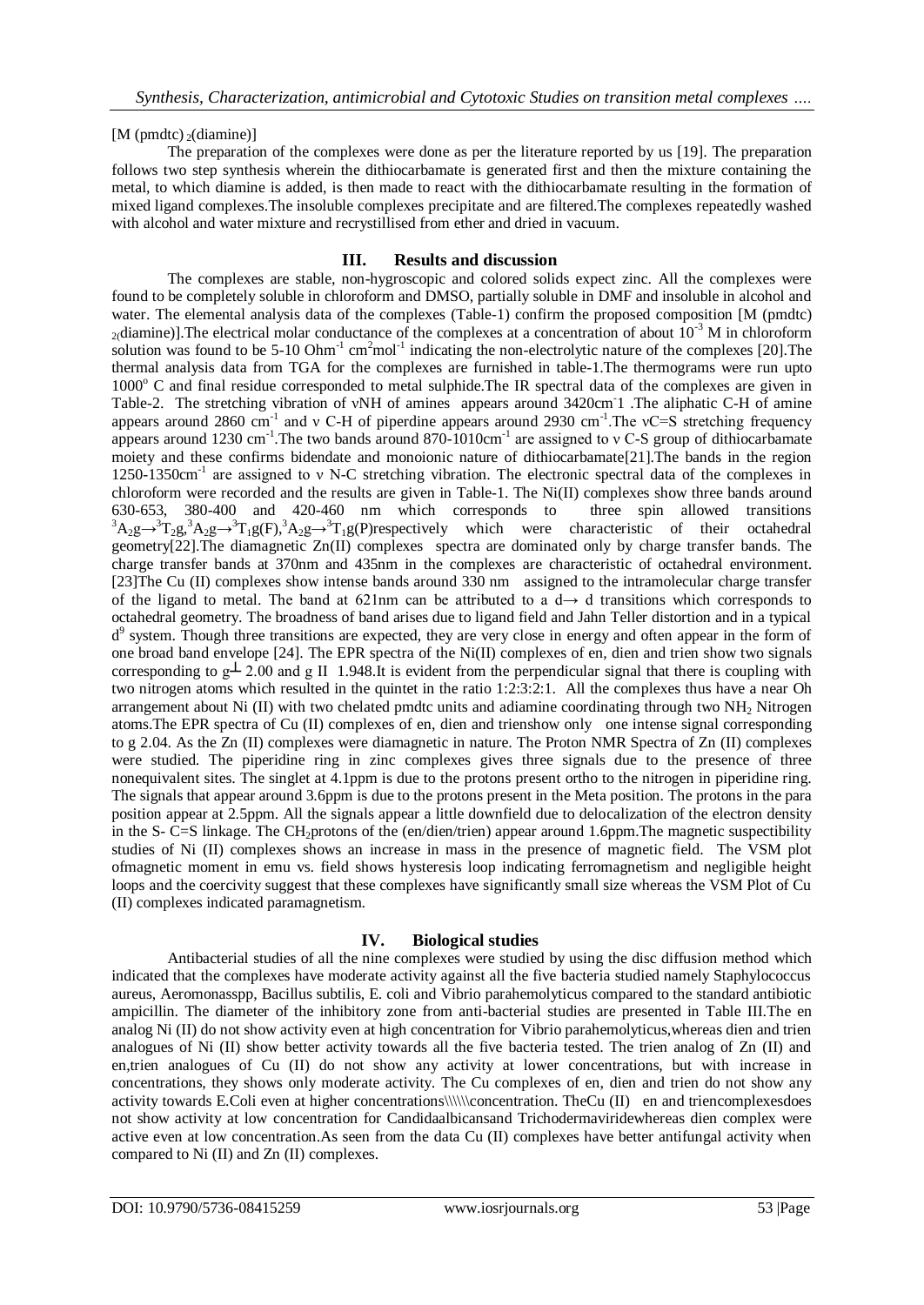[M (pmdtc) $_2$(diamine)]

The preparation of the complexes were done as per the literature reported by us [19]. The preparation follows two step synthesis wherein the dithiocarbamate is generated first and then the mixture containing the metal, to which diamine is added, is then made to react with the dithiocarbamate resulting in the formation of mixed ligand complexes.The insoluble complexes precipitate and are filtered.The complexes repeatedly washed with alcohol and water mixture and recrystillised from ether and dried in vacuum.

## III. Results and discussion

The complexes are stable, non-hygroscopic and colored solids expect zinc. All the complexes were found to be completely soluble in chloroform and DMSO, partially soluble in DMF and insoluble in alcohol and water. The elemental analysis data of the complexes (Table-1) confirm the proposed composition [M (pmdtc) $_2$(diamine)].The electrical molar conductance of the complexes at a concentration of about $10^{-3}$ M in chloroform solution was found to be 5-10 $Ohm^{-1}$ $cm^2 mol^{-1}$ indicating the non-electrolytic nature of the complexes [20].The thermal analysis data from TGA for the complexes are furnished in table-1.The thermograms were run upto $1000^o$ C and final residue corresponded to metal sulphide.The IR spectral data of the complexes are given in Table-2. The stretching vibration of νNH of amines appears around 3420cm$^-$1 .The aliphatic C-H of amine appears around 2860 $cm^{-1}$ and ν C-H of piperdine appears around 2930 $cm^{-1}$.The νC=S stretching frequency appears around 1230 $cm^{-1}$.The two bands around 870-1010$cm^{-1}$ are assigned to ν C-S group of dithiocarbamate moiety and these confirms bidendate and monoionic nature of dithiocarbamate[21].The bands in the region 1250-1350$cm^{-1}$ are assigned to ν N-C stretching vibration. The electronic spectral data of the complexes in chloroform were recorded and the results are given in Table-1. The Ni(II) complexes show three bands around 630-653, 380-400 and 420-460 nm which corresponds to three spin allowed transitions $^3A_2g \rightarrow {}^3T_2g$,$^3A_2g \rightarrow {}^3T_1g(F)$,$^3A_2g \rightarrow {}^3T_1g(P)$respectively which were characteristic of their octahedral geometry[22].The diamagnetic Zn(II) complexes spectra are dominated only by charge transfer bands. The charge transfer bands at 370nm and 435nm in the complexes are characteristic of octahedral environment. [23]The Cu (II) complexes show intense bands around 330 nm assigned to the intramolecular charge transfer of the ligand to metal. The band at 621nm can be attributed to a d→ d transitions which corresponds to octahedral geometry. The broadness of band arises due to ligand field and Jahn Teller distortion and in a typical $d^9$ system. Though three transitions are expected, they are very close in energy and often appear in the form of one broad band envelope [24]. The EPR spectra of the Ni(II) complexes of en, dien and trien show two signals corresponding to $g_{\perp}$ 2.00 and g II 1.948.It is evident from the perpendicular signal that there is coupling with two nitrogen atoms which resulted in the quintet in the ratio 1:2:3:2:1. All the complexes thus have a near Oh arrangement about Ni (II) with two chelated pmdtc units and adiamine coordinating through two $NH_2$ Nitrogen atoms.The EPR spectra of Cu (II) complexes of en, dien and trienshow only one intense signal corresponding to g 2.04. As the Zn (II) complexes were diamagnetic in nature. The Proton NMR Spectra of Zn (II) complexes were studied. The piperidine ring in zinc complexes gives three signals due to the presence of three nonequivalent sites. The singlet at 4.1ppm is due to the protons present ortho to the nitrogen in piperidine ring. The signals that appear around 3.6ppm is due to the protons present in the Meta position. The protons in the para position appear at 2.5ppm. All the signals appear a little downfield due to delocalization of the electron density in the S- C=S linkage. The $CH_2$protons of the (en/dien/trien) appear around 1.6ppm.The magnetic suspectibility studies of Ni (II) complexes shows an increase in mass in the presence of magnetic field. The VSM plot ofmagnetic moment in emu vs. field shows hysteresis loop indicating ferromagnetism and negligible height loops and the coercivity suggest that these complexes have significantly small size whereas the VSM Plot of Cu (II) complexes indicated paramagnetism.

## IV. Biological studies

Antibacterial studies of all the nine complexes were studied by using the disc diffusion method which indicated that the complexes have moderate activity against all the five bacteria studied namely Staphylococcus aureus, Aeromonasspp, Bacillus subtilis, E. coli and Vibrio parahemolyticus compared to the standard antibiotic ampicillin. The diameter of the inhibitory zone from anti-bacterial studies are presented in Table III.The en analog Ni (II) do not show activity even at high concentration for Vibrio parahemolyticus,whereas dien and trien analogues of Ni (II) show better activity towards all the five bacteria tested. The trien analog of Zn (II) and en,trien analogues of Cu (II) do not show any activity at lower concentrations, but with increase in concentrations, they shows only moderate activity. The Cu complexes of en, dien and trien do not show any activity towards E.Coli even at higher concentrations\\\\\\concentration. TheCu (II) en and triencomplexesdoes not show activity at low concentration for Candidaalbicansand Trichodermaviridewhereas dien complex were active even at low concentration.As seen from the data Cu (II) complexes have better antifungal activity when compared to Ni (II) and Zn (II) complexes.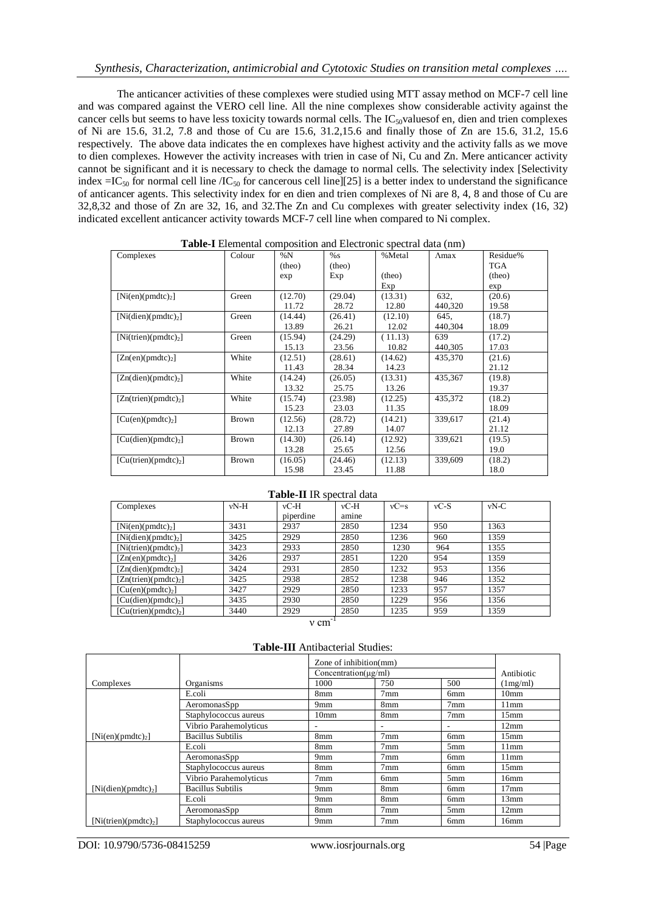The anticancer activities of these complexes were studied using MTT assay method on MCF-7 cell line and was compared against the VERO cell line. All the nine complexes show considerable activity against the cancer cells but seems to have less toxicity towards normal cells. The $IC_{50}$ values of en, dien and trien complexes of Ni are 15.6, 31.2, 7.8 and those of Cu are 15.6, 31.2,15.6 and finally those of Zn are 15.6, 31.2, 15.6 respectively. The above data indicates the en complexes have highest activity and the activity falls as we move to dien complexes. However the activity increases with trien in case of Ni, Cu and Zn. Mere anticancer activity cannot be significant and it is necessary to check the damage to normal cells. The selectivity index [Selectivity index $= IC_{50}$ for normal cell line $/IC_{50}$ for cancerous cell line][25] is a better index to understand the significance of anticancer agents. This selectivity index for en dien and trien complexes of Ni are 8, 4, 8 and those of Cu are 32,8,32 and those of Zn are 32, 16, and 32.The Zn and Cu complexes with greater selectivity index (16, 32) indicated excellent anticancer activity towards MCF-7 cell line when compared to Ni complex.

**Table-I** Elemental composition and Electronic spectral data (nm)

| Complexes | Colour | %N (theo) exp | %s (theo) Exp | %Metal (theo) Exp | Λmax | Residue% TGA (theo) exp |
|---|---|---|---|---|---|---|
| $[Ni(en)(pmdtc)_2]$ | Green | (12.70) 11.72 | (29.04) 28.72 | (13.31) 12.80 | 632, 440,320 | (20.6) 19.58 |
| $[Ni(dien)(pmdtc)_2]$ | Green | (14.44) 13.89 | (26.41) 26.21 | (12.10) 12.02 | 645, 440,304 | (18.7) 18.09 |
| $[Ni(trien)(pmdtc)_2]$ | Green | (15.94) 15.13 | (24.29) 23.56 | ( 11.13) 10.82 | 639 440,305 | (17.2) 17.03 |
| $[Zn(en)(pmdtc)_2]$ | White | (12.51) 11.43 | (28.61) 28.34 | (14.62) 14.23 | 435,370 | (21.6) 21.12 |
| $[Zn(dien)(pmdtc)_2]$ | White | (14.24) 13.32 | (26.05) 25.75 | (13.31) 13.26 | 435,367 | (19.8) 19.37 |
| $[Zn(trien)(pmdtc)_2]$ | White | (15.74) 15.23 | (23.98) 23.03 | (12.25) 11.35 | 435,372 | (18.2) 18.09 |
| $[Cu(en)(pmdtc)_2]$ | Brown | (12.56) 12.13 | (28.72) 27.89 | (14.21) 14.07 | 339,617 | (21.4) 21.12 |
| $[Cu(dien)(pmdtc)_2]$ | Brown | (14.30) 13.28 | (26.14) 25.65 | (12.92) 12.56 | 339,621 | (19.5) 19.0 |
| $[Cu(trien)(pmdtc)_2]$ | Brown | (16.05) 15.98 | (24.46) 23.45 | (12.13) 11.88 | 339,609 | (18.2) 18.0 |

**Table-II** IR spectral data

| Complexes | νN-H | νC-H piperdine | νC-H amine | νC=s | νC-S | νN-C |
|---|---|---|---|---|---|---|
| $[Ni(en)(pmdtc)_2]$ | 3431 | 2937 | 2850 | 1234 | 950 | 1363 |
| $[Ni(dien)(pmdtc)_2]$ | 3425 | 2929 | 2850 | 1236 | 960 | 1359 |
| $[Ni(trien)(pmdtc)_2]$ | 3423 | 2933 | 2850 | 1230 | 964 | 1355 |
| $[Zn(en)(pmdtc)_2]$ | 3426 | 2937 | 2851 | 1220 | 954 | 1359 |
| $[Zn(dien)(pmdtc)_2]$ | 3424 | 2931 | 2850 | 1232 | 953 | 1356 |
| $[Zn(trien)(pmdtc)_2]$ | 3425 | 2938 | 2852 | 1238 | 946 | 1352 |
| $[Cu(en)(pmdtc)_2]$ | 3427 | 2929 | 2850 | 1233 | 957 | 1357 |
| $[Cu(dien)(pmdtc)_2]$ | 3435 | 2930 | 2850 | 1229 | 956 | 1356 |
| $[Cu(trien)(pmdtc)_2]$ | 3440 | 2929 | 2850 | 1235 | 959 | 1359 |

$\nu$ cm$^{-1}$

**Table-III** Antibacterial Studies:

| | | Zone of inhibition(mm) | | | |
|---|---|---|---|---|---|
| | | Concentration(μg/ml) | | | Antibiotic |
| Complexes | Organisms | 1000 | 750 | 500 | (1mg/ml) |
| $[Ni(en)(pmdtc)_2]$ | E.coli | 8mm | 7mm | 6mm | 10mm |
| | AeromonasSpp | 9mm | 8mm | 7mm | 11mm |
| | Staphylococcus aureus | 10mm | 8mm | 7mm | 15mm |
| | Vibrio Parahemolyticus | - | - | - | 12mm |
| | Bacillus Subtilis | 8mm | 7mm | 6mm | 15mm |
| $[Ni(dien)(pmdtc)_2]$ | E.coli | 8mm | 7mm | 5mm | 11mm |
| | AeromonasSpp | 9mm | 7mm | 6mm | 11mm |
| | Staphylococcus aureus | 8mm | 7mm | 6mm | 15mm |
| | Vibrio Parahemolyticus | 7mm | 6mm | 5mm | 16mm |
| | Bacillus Subtilis | 9mm | 8mm | 6mm | 17mm |
| $[Ni(trien)(pmdtc)_2]$ | E.coli | 9mm | 8mm | 6mm | 13mm |
| | AeromonasSpp | 8mm | 7mm | 5mm | 12mm |
| | Staphylococcus aureus | 9mm | 7mm | 6mm | 16mm |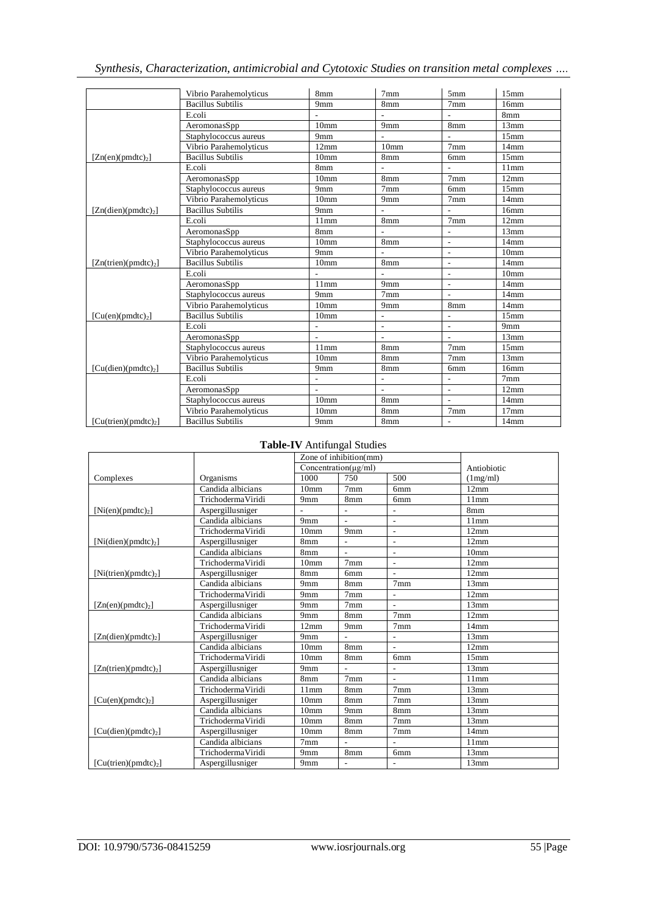| | | | | | |
|---|---|---|---|---|---|
| | Vibrio Parahemolyticus | 8mm | 7mm | 5mm | 15mm |
| | Bacillus Subtilis | 9mm | 8mm | 7mm | 16mm |
| | E.coli | - | - | - | 8mm |
| | AeromonasSpp | 10mm | 9mm | 8mm | 13mm |
| | Staphylococcus aureus | 9mm | - | - | 15mm |
| | Vibrio Parahemolyticus | 12mm | 10mm | 7mm | 14mm |
| $[Zn(en)(pmdtc)_2]$ | Bacillus Subtilis | 10mm | 8mm | 6mm | 15mm |
| | E.coli | 8mm | - | - | 11mm |
| | AeromonasSpp | 10mm | 8mm | 7mm | 12mm |
| | Staphylococcus aureus | 9mm | 7mm | 6mm | 15mm |
| | Vibrio Parahemolyticus | 10mm | 9mm | 7mm | 14mm |
| $[Zn(dien)(pmdtc)_2]$ | Bacillus Subtilis | 9mm | - | - | 16mm |
| | E.coli | 11mm | 8mm | 7mm | 12mm |
| | AeromonasSpp | 8mm | - | - | 13mm |
| | Staphylococcus aureus | 10mm | 8mm | - | 14mm |
| | Vibrio Parahemolyticus | 9mm | - | - | 10mm |
| $[Zn(trien)(pmdtc)_2]$ | Bacillus Subtilis | 10mm | 8mm | - | 14mm |
| | E.coli | - | - | - | 10mm |
| | AeromonasSpp | 11mm | 9mm | - | 14mm |
| | Staphylococcus aureus | 9mm | 7mm | - | 14mm |
| | Vibrio Parahemolyticus | 10mm | 9mm | 8mm | 14mm |
| $[Cu(en)(pmdtc)_2]$ | Bacillus Subtilis | 10mm | - | - | 15mm |
| | E.coli | - | - | - | 9mm |
| | AeromonasSpp | - | - | - | 13mm |
| | Staphylococcus aureus | 11mm | 8mm | 7mm | 15mm |
| | Vibrio Parahemolyticus | 10mm | 8mm | 7mm | 13mm |
| $[Cu(dien)(pmdtc)_2]$ | Bacillus Subtilis | 9mm | 8mm | 6mm | 16mm |
| | E.coli | - | - | - | 7mm |
| | AeromonasSpp | - | - | - | 12mm |
| | Staphylococcus aureus | 10mm | 8mm | - | 14mm |
| | Vibrio Parahemolyticus | 10mm | 8mm | 7mm | 17mm |
| $[Cu(trien)(pmdtc)_2]$ | Bacillus Subtilis | 9mm | 8mm | - | 14mm |

**Table-IV** Antifungal Studies

| | | Zone of inhibition(mm) | | | |
|---|---|---|---|---|---|
| | | Concentration(μg/ml) | | | Antiobiotic |
| Complexes | Organisms | 1000 | 750 | 500 | (1mg/ml) |
| | Candida albicians | 10mm | 7mm | 6mm | 12mm |
| | TrichodermaViridi | 9mm | 8mm | 6mm | 11mm |
| $[Ni(en)(pmdtc)_2]$ | Aspergillusniger | - | - | - | 8mm |
| | Candida albicians | 9mm | - | - | 11mm |
| | TrichodermaViridi | 10mm | 9mm | - | 12mm |
| $[Ni(dien)(pmdtc)_2]$ | Aspergillusniger | 8mm | - | - | 12mm |
| | Candida albicians | 8mm | - | - | 10mm |
| | TrichodermaViridi | 10mm | 7mm | - | 12mm |
| $[Ni(trien)(pmdtc)_2]$ | Aspergillusniger | 8mm | 6mm | - | 12mm |
| | Candida albicians | 9mm | 8mm | 7mm | 13mm |
| | TrichodermaViridi | 9mm | 7mm | - | 12mm |
| $[Zn(en)(pmdtc)_2]$ | Aspergillusniger | 9mm | 7mm | - | 13mm |
| | Candida albicians | 9mm | 8mm | 7mm | 12mm |
| | TrichodermaViridi | 12mm | 9mm | 7mm | 14mm |
| $[Zn(dien)(pmdtc)_2]$ | Aspergillusniger | 9mm | - | - | 13mm |
| | Candida albicians | 10mm | 8mm | - | 12mm |
| | TrichodermaViridi | 10mm | 8mm | 6mm | 15mm |
| $[Zn(trien)(pmdtc)_2]$ | Aspergillusniger | 9mm | - | - | 13mm |
| | Candida albicians | 8mm | 7mm | - | 11mm |
| | TrichodermaViridi | 11mm | 8mm | 7mm | 13mm |
| $[Cu(en)(pmdtc)_2]$ | Aspergillusniger | 10mm | 8mm | 7mm | 13mm |
| | Candida albicians | 10mm | 9mm | 8mm | 13mm |
| | TrichodermaViridi | 10mm | 8mm | 7mm | 13mm |
| $[Cu(dien)(pmdtc)_2]$ | Aspergillusniger | 10mm | 8mm | 7mm | 14mm |
| | Candida albicians | 7mm | - | - | 11mm |
| | TrichodermaViridi | 9mm | 8mm | 6mm | 13mm |
| $[Cu(trien)(pmdtc)_2]$ | Aspergillusniger | 9mm | - | - | 13mm |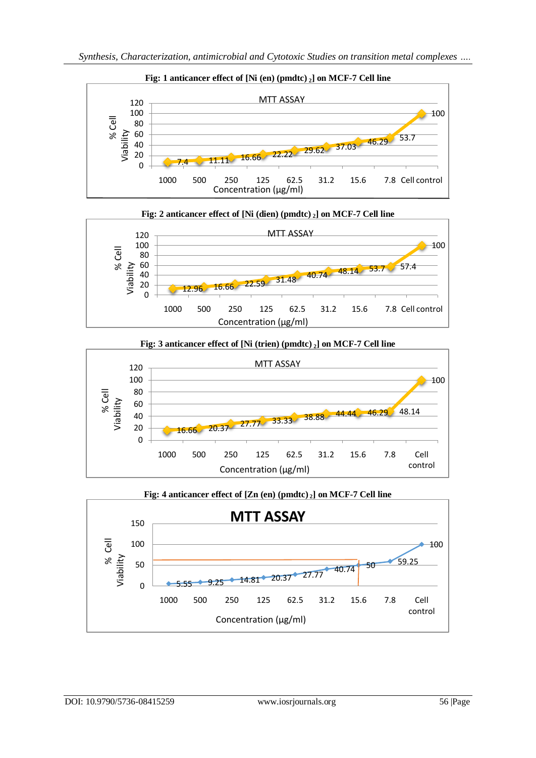**Fig: 1 anticancer effect of [Ni (en) (pmdtc) $_2$] on MCF-7 Cell line**

MTT ASSAY

| Concentration (µg/ml) | % Cell Viability |
|---|---|
| 1000 | 7.4 |
| 500 | 11.11 |
| 250 | 16.66 |
| 125 | 22.22 |
| 62.5 | 29.62 |
| 31.2 | 37.03 |
| 15.6 | 46.29 |
| 7.8 | 53.7 |
| Cell control | 100 |

**Fig: 2 anticancer effect of [Ni (dien) (pmdtc) $_2$] on MCF-7 Cell line**

MTT ASSAY

| Concentration (µg/ml) | % Cell Viability |
|---|---|
| 1000 | 12.96 |
| 500 | 16.66 |
| 250 | 22.59 |
| 125 | 31.48 |
| 62.5 | 40.74 |
| 31.2 | 48.14 |
| 15.6 | 53.7 |
| 7.8 | 57.4 |
| Cell control | 100 |

**Fig: 3 anticancer effect of [Ni (trien) (pmdtc) $_2$] on MCF-7 Cell line**

MTT ASSAY

| Concentration (µg/ml) | % Cell Viability |
|---|---|
| 1000 | 16.66 |
| 500 | 20.37 |
| 250 | 27.77 |
| 125 | 33.33 |
| 62.5 | 38.88 |
| 31.2 | 44.44 |
| 15.6 | 46.29 |
| 7.8 | 48.14 |
| Cell control | 100 |

**Fig: 4 anticancer effect of [Zn (en) (pmdtc) $_2$] on MCF-7 Cell line**

MTT ASSAY

| Concentration (µg/ml) | % Cell Viability |
|---|---|
| 1000 | 5.55 |
| 500 | 9.25 |
| 250 | 14.81 |
| 125 | 20.37 |
| 62.5 | 27.77 |
| 31.2 | 40.74 |
| 15.6 | 50 |
| 7.8 | 59.25 |
| Cell control | 100 |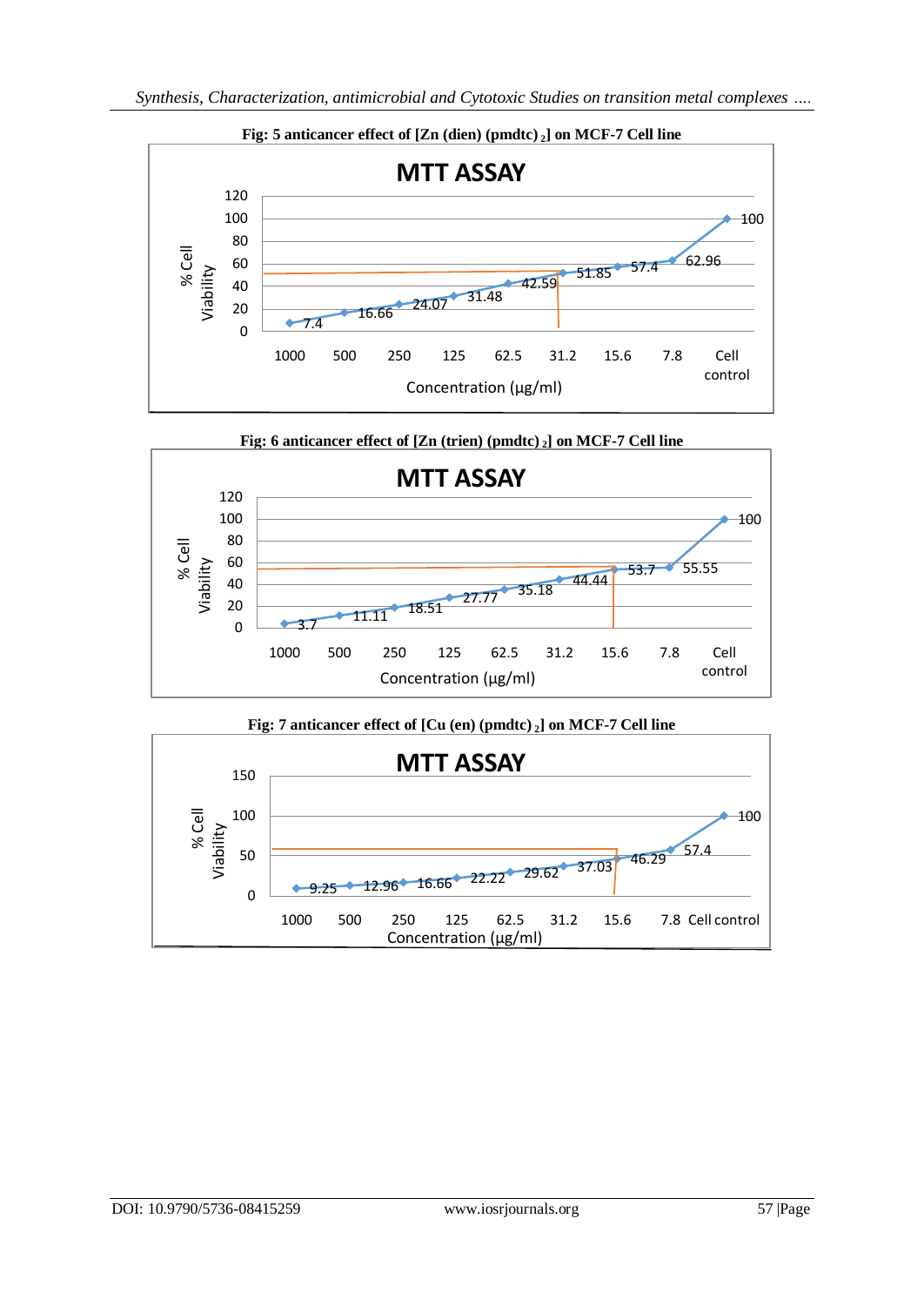**Fig: 5 anticancer effect of [Zn (dien) (pmdtc) $_2$] on MCF-7 Cell line**

MTT ASSAY

| Concentration (µg/ml) | % Cell Viability |
|---|---|
| 1000 | 7.4 |
| 500 | 16.66 |
| 250 | 24.07 |
| 125 | 31.48 |
| 62.5 | 42.59 |
| 31.2 | 51.85 |
| 15.6 | 57.4 |
| 7.8 | 62.96 |
| Cell control | 100 |

**Fig: 6 anticancer effect of [Zn (trien) (pmdtc) $_2$] on MCF-7 Cell line**

MTT ASSAY

| Concentration (µg/ml) | % Cell Viability |
|---|---|
| 1000 | 3.7 |
| 500 | 11.11 |
| 250 | 18.51 |
| 125 | 27.77 |
| 62.5 | 35.18 |
| 31.2 | 44.44 |
| 15.6 | 53.7 |
| 7.8 | 55.55 |
| Cell control | 100 |

**Fig: 7 anticancer effect of [Cu (en) (pmdtc) $_2$] on MCF-7 Cell line**

MTT ASSAY

| Concentration (µg/ml) | % Cell Viability |
|---|---|
| 1000 | 9.25 |
| 500 | 12.96 |
| 250 | 16.66 |
| 125 | 22.22 |
| 62.5 | 29.62 |
| 31.2 | 37.03 |
| 15.6 | 46.29 |
| 7.8 | 57.4 |
| Cell control | 100 |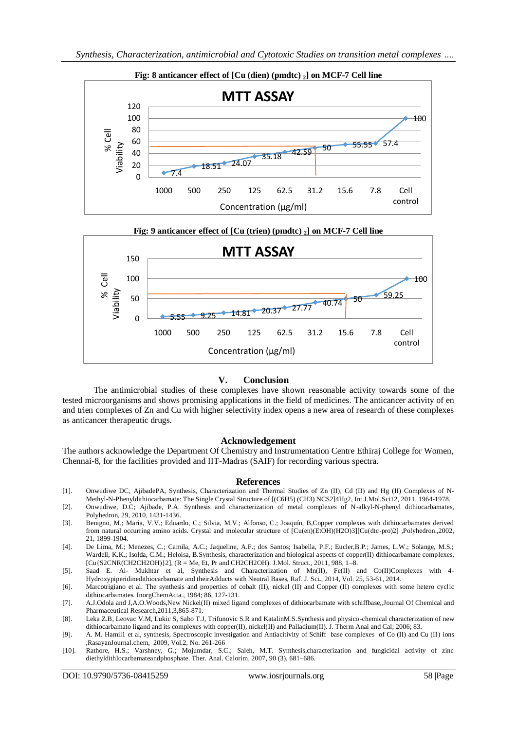**Fig: 8 anticancer effect of [Cu (dien) (pmdtc) $_2$] on MCF-7 Cell line**

MTT ASSAY

| Concentration (µg/ml) | % Cell Viability |
|---|---|
| 1000 | 7.4 |
| 500 | 18.51 |
| 250 | 24.07 |
| 125 | 35.18 |
| 62.5 | 42.59 |
| 31.2 | 50 |
| 15.6 | 55.55 |
| 7.8 | 57.4 |
| Cell control | 100 |

**Fig: 9 anticancer effect of [Cu (trien) (pmdtc) $_2$] on MCF-7 Cell line**

MTT ASSAY

| Concentration (µg/ml) | % Cell Viability |
|---|---|
| 1000 | 5.55 |
| 500 | 9.25 |
| 250 | 14.81 |
| 125 | 20.37 |
| 62.5 | 27.77 |
| 31.2 | 40.74 |
| 15.6 | 50 |
| 7.8 | 59.25 |
| Cell control | 100 |

## V. Conclusion

The antimicrobial studies of these complexes have shown reasonable activity towards some of the tested microorganisms and shows promising applications in the field of medicines. The anticancer activity of en and trien complexes of Zn and Cu with higher selectivity index opens a new area of research of these complexes as anticancer therapeutic drugs.

## Acknowledgement

The authors acknowledge the Department Of Chemistry and Instrumentation Centre Ethiraj College for Women, Chennai-8, for the facilities provided and IIT-Madras (SAIF) for recording various spectra.

## References

[1]. Onwudiwe DC, AjibadePA, Synthesis, Characterization and Thermal Studies of Zn (II), Cd (II) and Hg (II) Complexes of N-Methyl-N-Phenyldithiocarbamate: The Single Crystal Structure of [(C6H5) (CH3) NCS2]4Hg2, Int.J.Mol.Sci12, 2011, 1964-1978.

[2]. Onwudiwe, D.C; Ajibade, P.A. Synthesis and characterization of metal complexes of N-alkyl-N-phenyl dithiocarbamates, Polyhedron, 29, 2010, 1431-1436.

[3]. Benigno, M.; María, V.V.; Eduardo, C.; Silvia, M.V.; Alfonso, C.; Joaquín, B,Copper complexes with dithiocarbamates derived from natural occurring amino acids. Crystal and molecular structure of [Cu(en)(EtOH)(H2O)3][Cu(dtc-pro)2] ,Polyhedron.,2002, 21, 1899-1904.

[4]. De Lima, M.; Menezes, C.; Camila, A.C.; Jaqueline, A.F.; dos Santos; Isabella, P.F.; Eucler,B.P.; James, L.W.; Solange, M.S.; Wardell, K.K.; Isolda, C.M.; Heloisa, B.Synthesis, characterization and biological aspects of copper(II) dithiocarbamate complexes, [Cu{S2CNR(CH2CH2OH)}2], (R = Me, Et, Pr and CH2CH2OH). J.Mol. Struct., 2011, 988, 1–8.

[5]. Saad E. Al- Mukhtar et al, Synthesis and Characterization of Mn(II), Fe(II) and Co(II)Complexes with 4-Hydroxypiperidinedithiocarbamate and theirAdducts with Neutral Bases, Raf. J. Sci., 2014, Vol. 25, 53-61, 2014.

[6]. Marcotrigiano et al. The synthesis and properties of cobalt (II), nickel (II) and Copper (II) complexes with some hetero cyclic dithiocarbamates. InorgChemActa., 1984; 86, 127-131.

[7]. A.J.Odola and J,A.O.Woods,New Nickel(II) mixed ligand complexes of dithiocarbamate with schiffbase,,Journal Of Chemical and Pharmaceutical Research,2011,3,865-871.

[8]. Leka Z.B, Leovac V.M, Lukic S, Sabo T.J, Trifunovic S.R and KatalinM.S.Synthesis and physico-chemical characterization of new dithiocarbamato ligand and its complexes with copper(II), nickel(II) and Palladium(II). J. Therm Anal and Cal; 2006; 83.

[9]. A. M. Hamil1 et al, synthesis, Spectroscopic investigation and Antiacivity of Schiff base complexes of Co (II) and Cu (II) ions ,RasayanJournal.chem, 2009, Vol.2, No. 261-266

[10]. Rathore, H.S.; Varshney, G.; Mojumdar, S.C.; Saleh, M.T. Synthesis,characterization and fungicidal activity of zinc diethyldithIocarbamateandphosphate. Ther. Anal. Calorim, 2007, 90 (3), 681–686.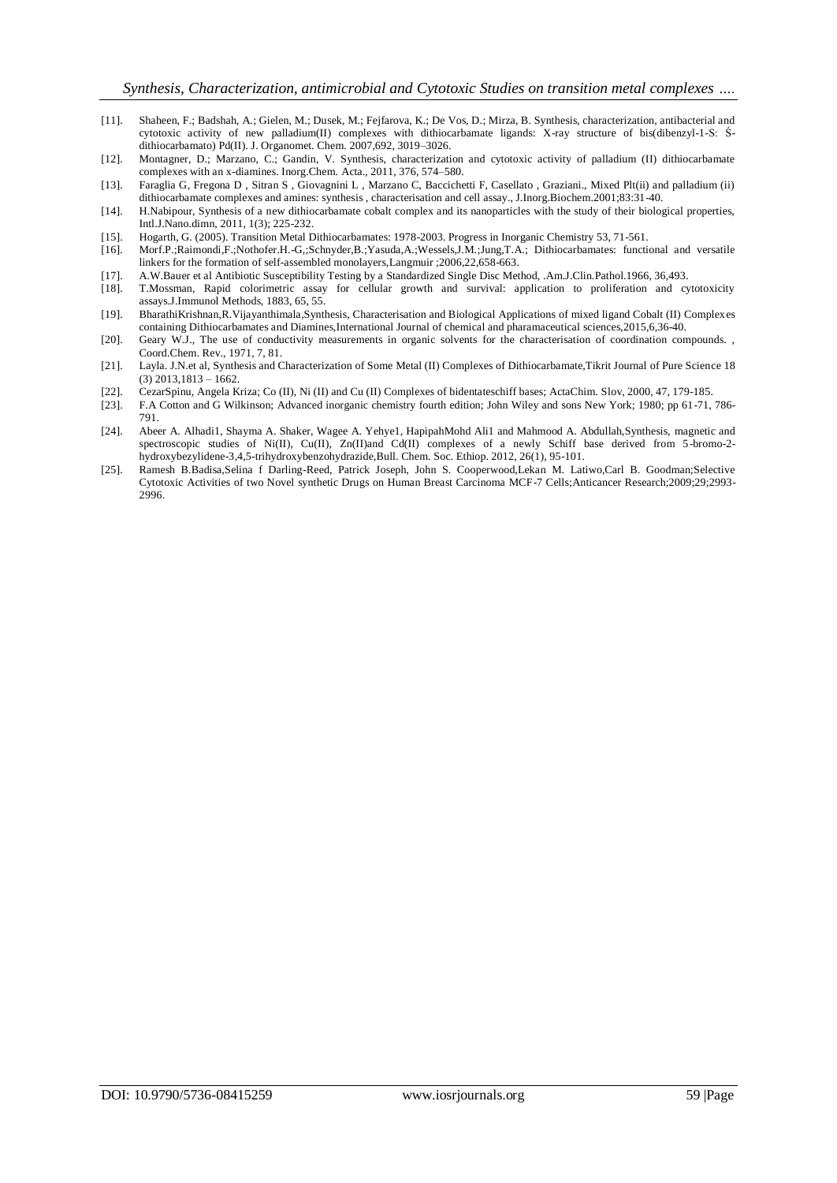[11]. Shaheen, F.; Badshah, A.; Gielen, M.; Dusek, M.; Fejfarova, K.; De Vos, D.; Mirza, B. Synthesis, characterization, antibacterial and cytotoxic activity of new palladium(II) complexes with dithiocarbamate ligands: X-ray structure of bis(dibenzyl-1-S: Ś-dithiocarbamato) Pd(II). J. Organomet. Chem. 2007,692, 3019–3026.

[12]. Montagner, D.; Marzano, C.; Gandin, V. Synthesis, characterization and cytotoxic activity of palladium (II) dithiocarbamate complexes with an x-diamines. Inorg.Chem. Acta., 2011, 376, 574–580.

[13]. Faraglia G, Fregona D , Sitran S , Giovagnini L , Marzano C, Baccichetti F, Casellato , Graziani., Mixed Plt(ii) and palladium (ii) dithiocarbamate complexes and amines: synthesis , characterisation and cell assay., J.Inorg.Biochem.2001;83:31-40.

[14]. H.Nabipour, Synthesis of a new dithiocarbamate cobalt complex and its nanoparticles with the study of their biological properties, Intl.J.Nano.dimn, 2011, 1(3); 225-232.

[15]. Hogarth, G. (2005). Transition Metal Dithiocarbamates: 1978-2003. Progress in Inorganic Chemistry 53, 71-561.

[16]. Morf.P.;Raimondi,F.;Nothofer.H.-G,;Schnyder,B.;Yasuda,A.;Wessels,J.M.;Jung,T.A.; Dithiocarbamates: functional and versatile linkers for the formation of self-assembled monolayers,Langmuir ;2006,22,658-663.

[17]. A.W.Bauer et al Antibiotic Susceptibility Testing by a Standardized Single Disc Method, .Am.J.Clin.Pathol.1966, 36,493.

[18]. T.Mossman, Rapid colorimetric assay for cellular growth and survival: application to proliferation and cytotoxicity assays.J.Immunol Methods, 1883, 65, 55.

[19]. BharathiKrishnan,R.Vijayanthimala,Synthesis, Characterisation and Biological Applications of mixed ligand Cobalt (II) Complexes containing Dithiocarbamates and Diamines,International Journal of chemical and pharamaceutical sciences,2015,6,36-40.

[20]. Geary W.J., The use of conductivity measurements in organic solvents for the characterisation of coordination compounds. , Coord.Chem. Rev., 1971, 7, 81.

[21]. Layla. J.N.et al, Synthesis and Characterization of Some Metal (II) Complexes of Dithiocarbamate,Tikrit Journal of Pure Science 18 (3) 2013,1813 – 1662.

[22]. CezarSpinu, Angela Kriza; Co (II), Ni (II) and Cu (II) Complexes of bidentateschiff bases; ActaChim. Slov, 2000, 47, 179-185.

[23]. F.A Cotton and G Wilkinson; Advanced inorganic chemistry fourth edition; John Wiley and sons New York; 1980; pp 61-71, 786-791.

[24]. Abeer A. Alhadi1, Shayma A. Shaker, Wagee A. Yehye1, HapipahMohd Ali1 and Mahmood A. Abdullah,Synthesis, magnetic and spectroscopic studies of Ni(II), Cu(II), Zn(II)and Cd(II) complexes of a newly Schiff base derived from 5-bromo-2-hydroxybezylidene-3,4,5-trihydroxybenzohydrazide,Bull. Chem. Soc. Ethiop. 2012, 26(1), 95-101.

[25]. Ramesh B.Badisa,Selina f Darling-Reed, Patrick Joseph, John S. Cooperwood,Lekan M. Latiwo,Carl B. Goodman;Selective Cytotoxic Activities of two Novel synthetic Drugs on Human Breast Carcinoma MCF-7 Cells;Anticancer Research;2009;29;2993-2996.